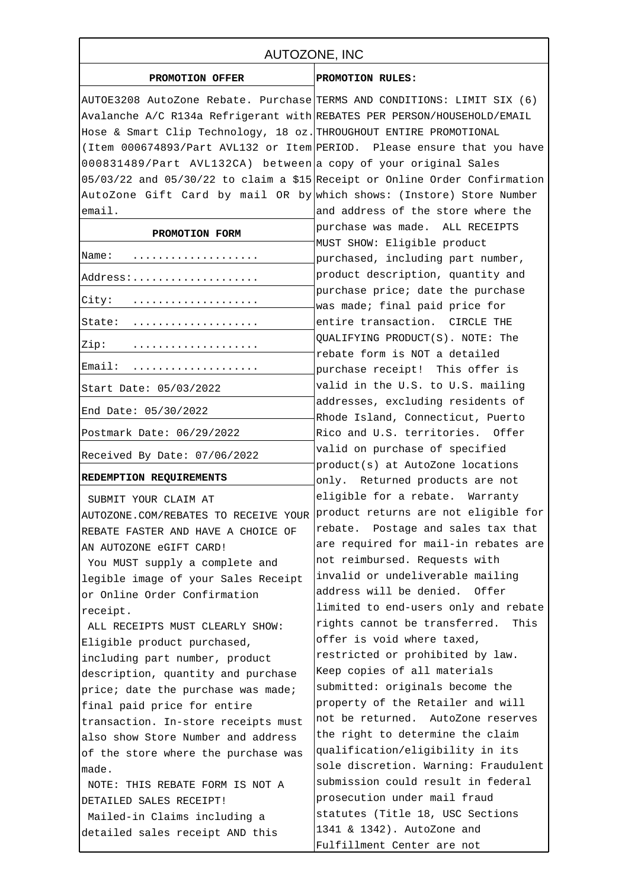# AUTOZONE, INC

## PROMOTION OFFER

AUTOE3208 AutoZone Rebate. Purchase Avalanche A/C R134a Refrigerant with Hose & Smart Clip Technology, 18 oz. (Item 000674893/Part AVL132 or Item 000831489/Part AVL132CA) between 05/03/22 and 05/30/22 to claim a $15 AutoZone Gift Card by mail OR by email.

## PROMOTION FORM

| | |
|---|---|
| Name: | .................... |
| Address: | .................... |
| City: | .................... |
| State: | .................... |
| Zip: | .................... |
| Email: | .................... |
| Start Date: 05/03/2022 | |
| End Date: 05/30/2022 | |
| Postmark Date: 06/29/2022 | |
| Received By Date: 07/06/2022 | |

## REDEMPTION REQUIREMENTS

SUBMIT YOUR CLAIM AT AUTOZONE.COM/REBATES TO RECEIVE YOUR REBATE FASTER AND HAVE A CHOICE OF AN AUTOZONE eGIFT CARD!

You MUST supply a complete and legible image of your Sales Receipt or Online Order Confirmation receipt.

ALL RECEIPTS MUST CLEARLY SHOW: Eligible product purchased, including part number, product description, quantity and purchase price; date the purchase was made; final paid price for entire transaction. In-store receipts must also show Store Number and address of the store where the purchase was made.

NOTE: THIS REBATE FORM IS NOT A DETAILED SALES RECEIPT!

Mailed-in Claims including a detailed sales receipt AND this

## PROMOTION RULES:

TERMS AND CONDITIONS: LIMIT SIX (6) REBATES PER PERSON/HOUSEHOLD/EMAIL THROUGHOUT ENTIRE PROMOTIONAL PERIOD. Please ensure that you have a copy of your original Sales Receipt or Online Order Confirmation which shows: (Instore) Store Number and address of the store where the purchase was made. ALL RECEIPTS MUST SHOW: Eligible product purchased, including part number, product description, quantity and purchase price; date the purchase was made; final paid price for entire transaction. CIRCLE THE QUALIFYING PRODUCT(S). NOTE: The rebate form is NOT a detailed purchase receipt! This offer is valid in the U.S. to U.S. mailing addresses, excluding residents of Rhode Island, Connecticut, Puerto Rico and U.S. territories. Offer valid on purchase of specified product(s) at AutoZone locations only. Returned products are not eligible for a rebate. Warranty product returns are not eligible for rebate. Postage and sales tax that are required for mail-in rebates are not reimbursed. Requests with invalid or undeliverable mailing address will be denied. Offer limited to end-users only and rebate rights cannot be transferred. This offer is void where taxed, restricted or prohibited by law. Keep copies of all materials submitted: originals become the property of the Retailer and will not be returned. AutoZone reserves the right to determine the claim qualification/eligibility in its sole discretion. Warning: Fraudulent submission could result in federal prosecution under mail fraud statutes (Title 18, USC Sections 1341 & 1342). AutoZone and Fulfillment Center are not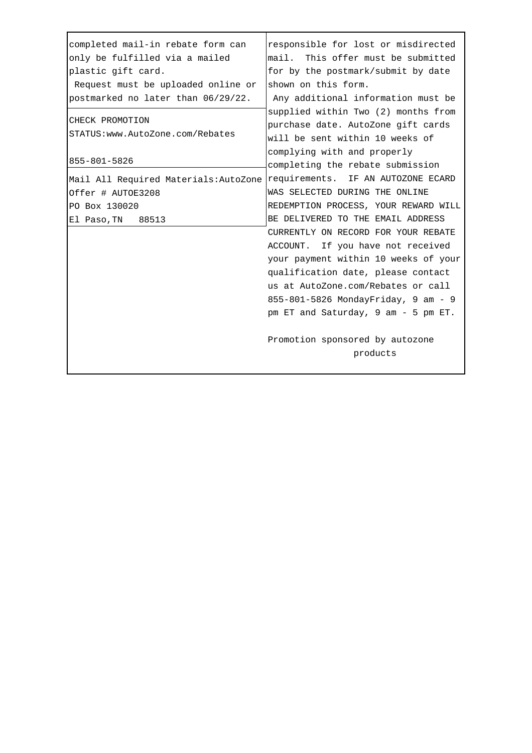completed mail-in rebate form can only be fulfilled via a mailed plastic gift card.
Request must be uploaded online or postmarked no later than 06/29/22.

CHECK PROMOTION STATUS:www.AutoZone.com/Rebates

855-801-5826

Mail All Required Materials:AutoZone
Offer # AUTOE3208
PO Box 130020
El Paso,TN 88513

responsible for lost or misdirected mail. This offer must be submitted for by the postmark/submit by date shown on this form.
Any additional information must be supplied within Two (2) months from purchase date. AutoZone gift cards will be sent within 10 weeks of complying with and properly completing the rebate submission requirements. IF AN AUTOZONE ECARD WAS SELECTED DURING THE ONLINE REDEMPTION PROCESS, YOUR REWARD WILL BE DELIVERED TO THE EMAIL ADDRESS CURRENTLY ON RECORD FOR YOUR REBATE ACCOUNT. If you have not received your payment within 10 weeks of your qualification date, please contact us at AutoZone.com/Rebates or call 855-801-5826 MondayFriday, 9 am - 9 pm ET and Saturday, 9 am - 5 pm ET.

Promotion sponsored by autozone products